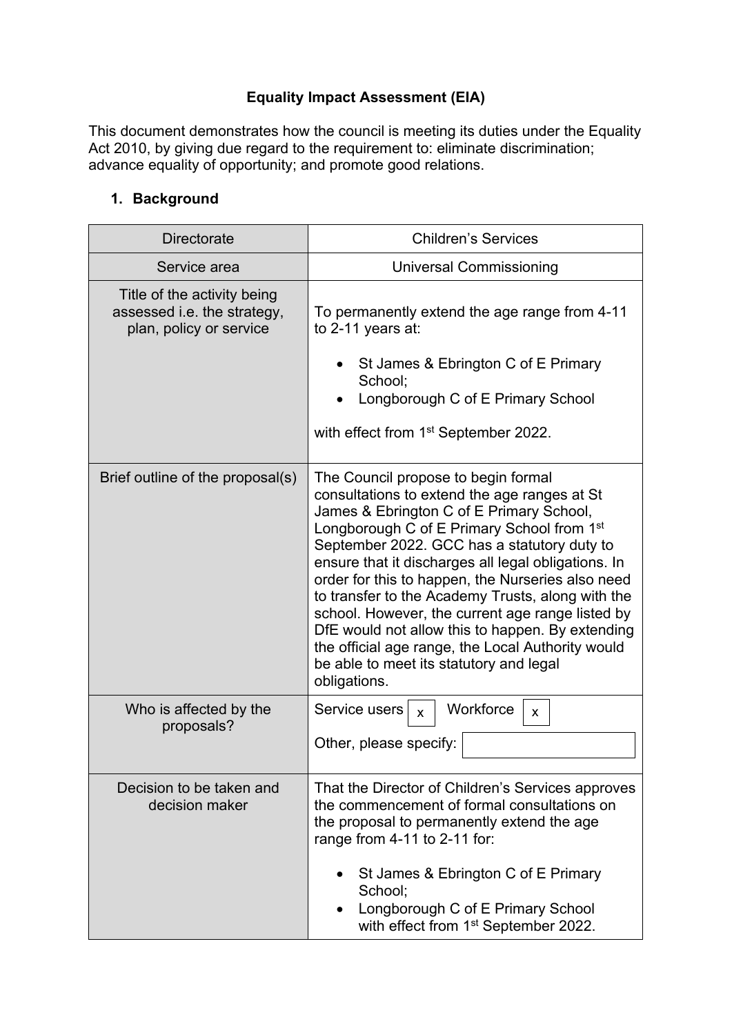# Equality Impact Assessment (EIA)

This document demonstrates how the council is meeting its duties under the Equality Act 2010, by giving due regard to the requirement to: eliminate discrimination; advance equality of opportunity; and promote good relations.

## 1. Background

| | |
|---|---|
| Directorate | Children's Services |
| Service area | Universal Commissioning |
| Title of the activity being assessed i.e. the strategy, plan, policy or service | To permanently extend the age range from 4-11 to 2-11 years at:<br><br>• St James & Ebrington C of E Primary School;<br>• Longborough C of E Primary School<br><br>with effect from 1st September 2022. |
| Brief outline of the proposal(s) | The Council propose to begin formal consultations to extend the age ranges at St James & Ebrington C of E Primary School, Longborough C of E Primary School from 1st September 2022. GCC has a statutory duty to ensure that it discharges all legal obligations. In order for this to happen, the Nurseries also need to transfer to the Academy Trusts, along with the school. However, the current age range listed by DfE would not allow this to happen. By extending the official age range, the Local Authority would be able to meet its statutory and legal obligations. |
| Who is affected by the proposals? | Service users [x] Workforce [x]<br><br>Other, please specify: [ ] |
| Decision to be taken and decision maker | That the Director of Children's Services approves the commencement of formal consultations on the proposal to permanently extend the age range from 4-11 to 2-11 for:<br><br>• St James & Ebrington C of E Primary School;<br>• Longborough C of E Primary School with effect from 1st September 2022. |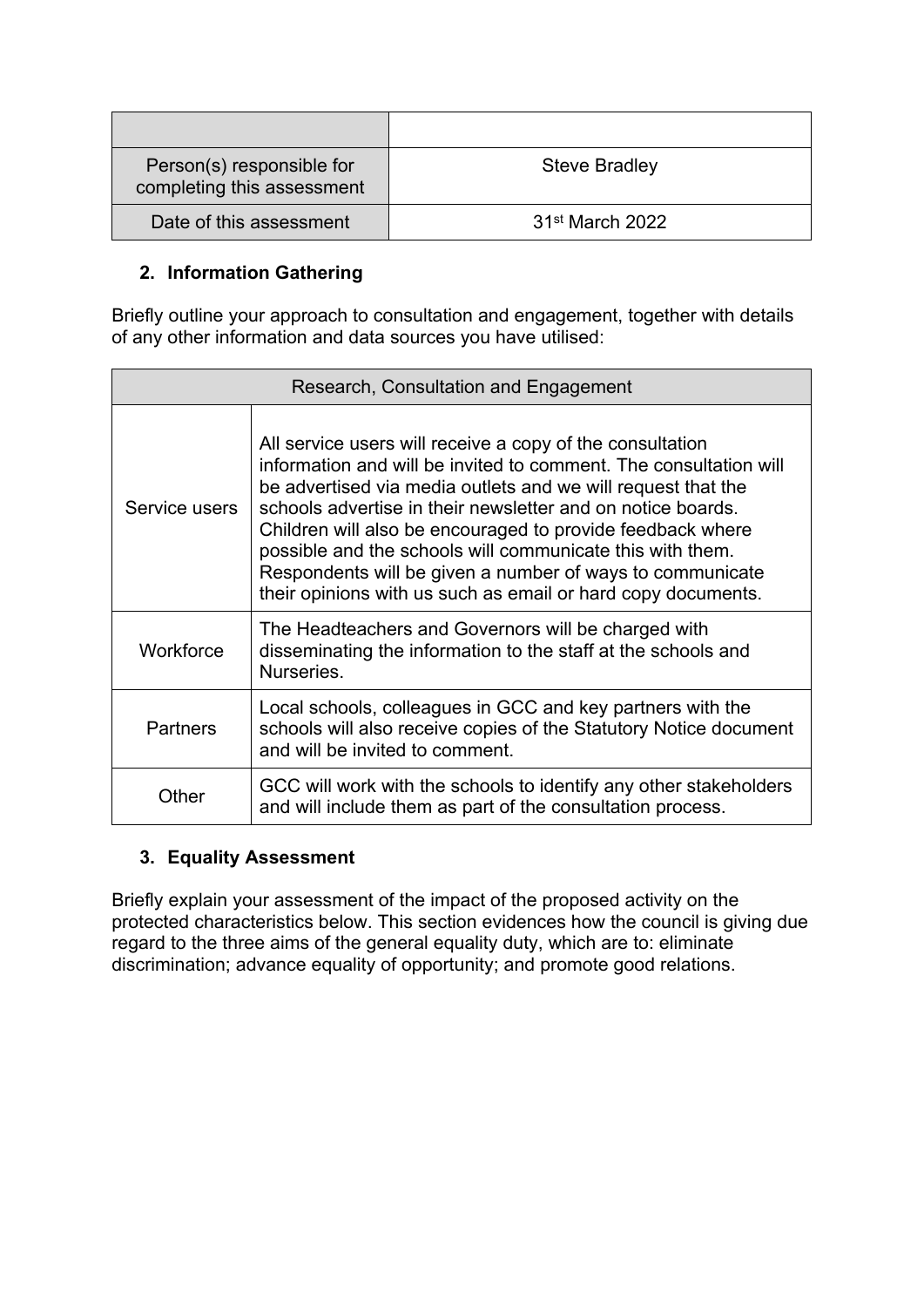| | |
|---|---|
| Person(s) responsible for completing this assessment | Steve Bradley |
| Date of this assessment | 31st March 2022 |

## 2. Information Gathering

Briefly outline your approach to consultation and engagement, together with details of any other information and data sources you have utilised:

| Research, Consultation and Engagement | |
|---|---|
| Service users | All service users will receive a copy of the consultation information and will be invited to comment. The consultation will be advertised via media outlets and we will request that the schools advertise in their newsletter and on notice boards. Children will also be encouraged to provide feedback where possible and the schools will communicate this with them. Respondents will be given a number of ways to communicate their opinions with us such as email or hard copy documents. |
| Workforce | The Headteachers and Governors will be charged with disseminating the information to the staff at the schools and Nurseries. |
| Partners | Local schools, colleagues in GCC and key partners with the schools will also receive copies of the Statutory Notice document and will be invited to comment. |
| Other | GCC will work with the schools to identify any other stakeholders and will include them as part of the consultation process. |

## 3. Equality Assessment

Briefly explain your assessment of the impact of the proposed activity on the protected characteristics below. This section evidences how the council is giving due regard to the three aims of the general equality duty, which are to: eliminate discrimination; advance equality of opportunity; and promote good relations.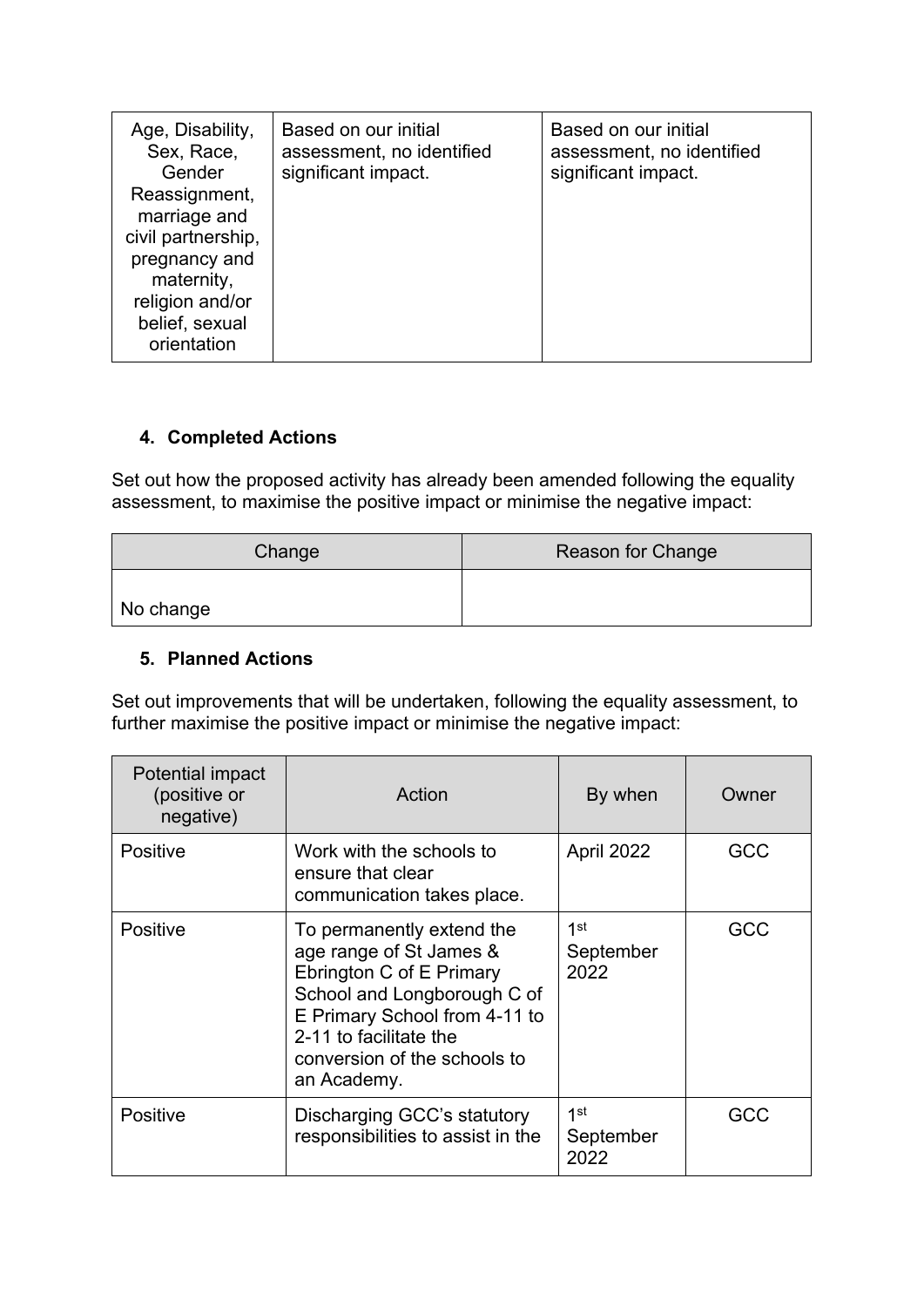| Age, Disability, Sex, Race, Gender Reassignment, marriage and civil partnership, pregnancy and maternity, religion and/or belief, sexual orientation | Based on our initial assessment, no identified significant impact. | Based on our initial assessment, no identified significant impact. |
|---|---|---|

## 4. Completed Actions

Set out how the proposed activity has already been amended following the equality assessment, to maximise the positive impact or minimise the negative impact:

| Change | Reason for Change |
|---|---|
| No change | |

## 5. Planned Actions

Set out improvements that will be undertaken, following the equality assessment, to further maximise the positive impact or minimise the negative impact:

| Potential impact (positive or negative) | Action | By when | Owner |
|---|---|---|---|
| Positive | Work with the schools to ensure that clear communication takes place. | April 2022 | GCC |
| Positive | To permanently extend the age range of St James & Ebrington C of E Primary School and Longborough C of E Primary School from 4-11 to 2-11 to facilitate the conversion of the schools to an Academy. | 1st September 2022 | GCC |
| Positive | Discharging GCC's statutory responsibilities to assist in the | 1st September 2022 | GCC |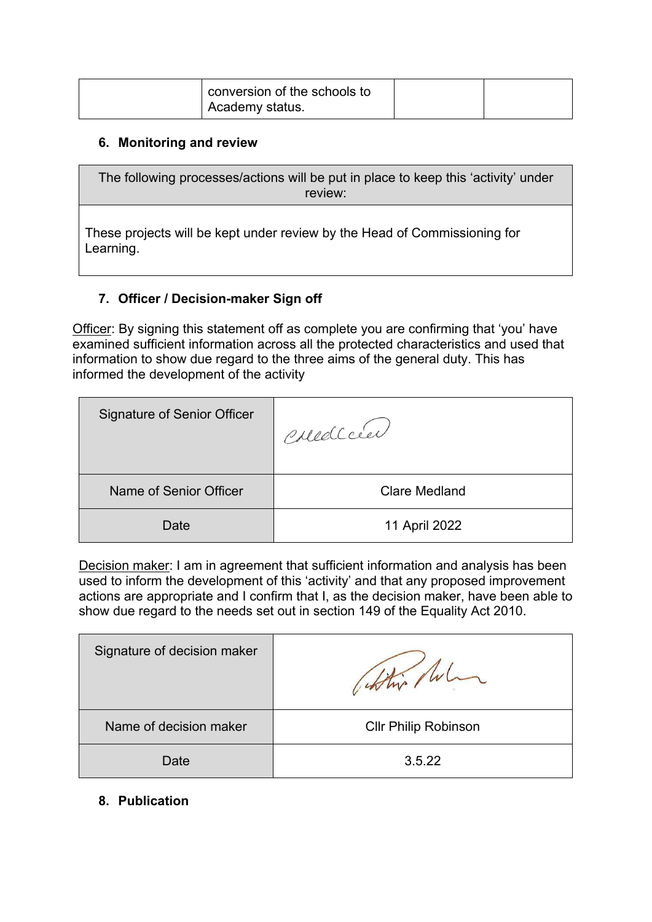|  | conversion of the schools to Academy status. |  |  |
|---|---|---|---|

## 6. Monitoring and review

| The following processes/actions will be put in place to keep this 'activity' under review: |
|---|
| These projects will be kept under review by the Head of Commissioning for Learning. |

## 7. Officer / Decision-maker Sign off

Officer: By signing this statement off as complete you are confirming that 'you' have examined sufficient information across all the protected characteristics and used that information to show due regard to the three aims of the general duty. This has informed the development of the activity

| Signature of Senior Officer | CMedland |
|---|---|
| Name of Senior Officer | Clare Medland |
| Date | 11 April 2022 |

Decision maker: I am in agreement that sufficient information and analysis has been used to inform the development of this 'activity' and that any proposed improvement actions are appropriate and I confirm that I, as the decision maker, have been able to show due regard to the needs set out in section 149 of the Equality Act 2010.

| Signature of decision maker | Philip Robinson |
|---|---|
| Name of decision maker | Cllr Philip Robinson |
| Date | 3.5.22 |

## 8. Publication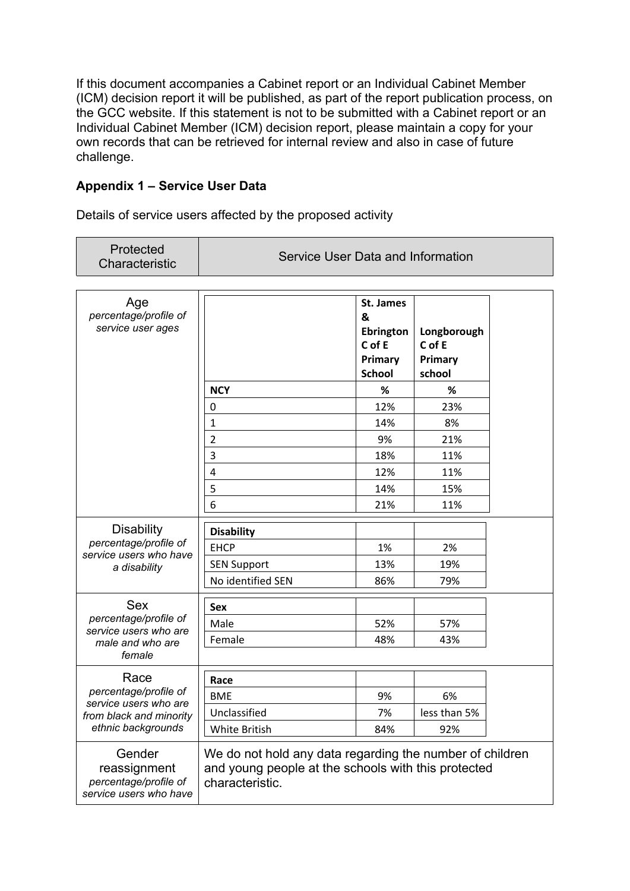If this document accompanies a Cabinet report or an Individual Cabinet Member (ICM) decision report it will be published, as part of the report publication process, on the GCC website. If this statement is not to be submitted with a Cabinet report or an Individual Cabinet Member (ICM) decision report, please maintain a copy for your own records that can be retrieved for internal review and also in case of future challenge.

**Appendix 1 – Service User Data**

Details of service users affected by the proposed activity

| Protected Characteristic | Service User Data and Information | | |
|---|---|---|---|
| Age *percentage/profile of service user ages* | | **St. James & Ebrington C of E Primary School** | **Longborough C of E Primary school** |
| | **NCY** | **%** | **%** |
| | 0 | 12% | 23% |
| | 1 | 14% | 8% |
| | 2 | 9% | 21% |
| | 3 | 18% | 11% |
| | 4 | 12% | 11% |
| | 5 | 14% | 15% |
| | 6 | 21% | 11% |
| Disability *percentage/profile of service users who have a disability* | **Disability** | | |
| | EHCP | 1% | 2% |
| | SEN Support | 13% | 19% |
| | No identified SEN | 86% | 79% |
| Sex *percentage/profile of service users who are male and who are female* | **Sex** | | |
| | Male | 52% | 57% |
| | Female | 48% | 43% |
| Race *percentage/profile of service users who are from black and minority ethnic backgrounds* | **Race** | | |
| | BME | 9% | 6% |
| | Unclassified | 7% | less than 5% |
| | White British | 84% | 92% |
| Gender reassignment *percentage/profile of service users who have* | We do not hold any data regarding the number of children and young people at the schools with this protected characteristic. | | |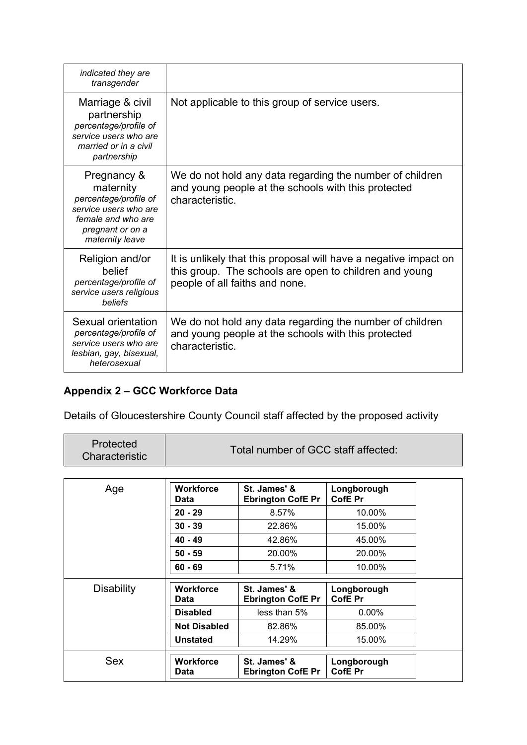| | |
|---|---|
| *indicated they are transgender* | |
| Marriage & civil partnership *percentage/profile of service users who are married or in a civil partnership* | Not applicable to this group of service users. |
| Pregnancy & maternity *percentage/profile of service users who are female and who are pregnant or on a maternity leave* | We do not hold any data regarding the number of children and young people at the schools with this protected characteristic. |
| Religion and/or belief *percentage/profile of service users religious beliefs* | It is unlikely that this proposal will have a negative impact on this group. The schools are open to children and young people of all faiths and none. |
| Sexual orientation *percentage/profile of service users who are lesbian, gay, bisexual, heterosexual* | We do not hold any data regarding the number of children and young people at the schools with this protected characteristic. |

## Appendix 2 – GCC Workforce Data

Details of Gloucestershire County Council staff affected by the proposed activity

| Protected Characteristic | Total number of GCC staff affected: |
|---|---|

**Age**

| Workforce Data | St. James' & Ebrington CofE Pr | Longborough CofE Pr |
|---|---|---|
| **20 - 29** | 8.57% | 10.00% |
| **30 - 39** | 22.86% | 15.00% |
| **40 - 49** | 42.86% | 45.00% |
| **50 - 59** | 20.00% | 20.00% |
| **60 - 69** | 5.71% | 10.00% |

**Disability**

| Workforce Data | St. James' & Ebrington CofE Pr | Longborough CofE Pr |
|---|---|---|
| **Disabled** | less than 5% | 0.00% |
| **Not Disabled** | 82.86% | 85.00% |
| **Unstated** | 14.29% | 15.00% |

**Sex**

| Workforce Data | St. James' & Ebrington CofE Pr | Longborough CofE Pr |
|---|---|---|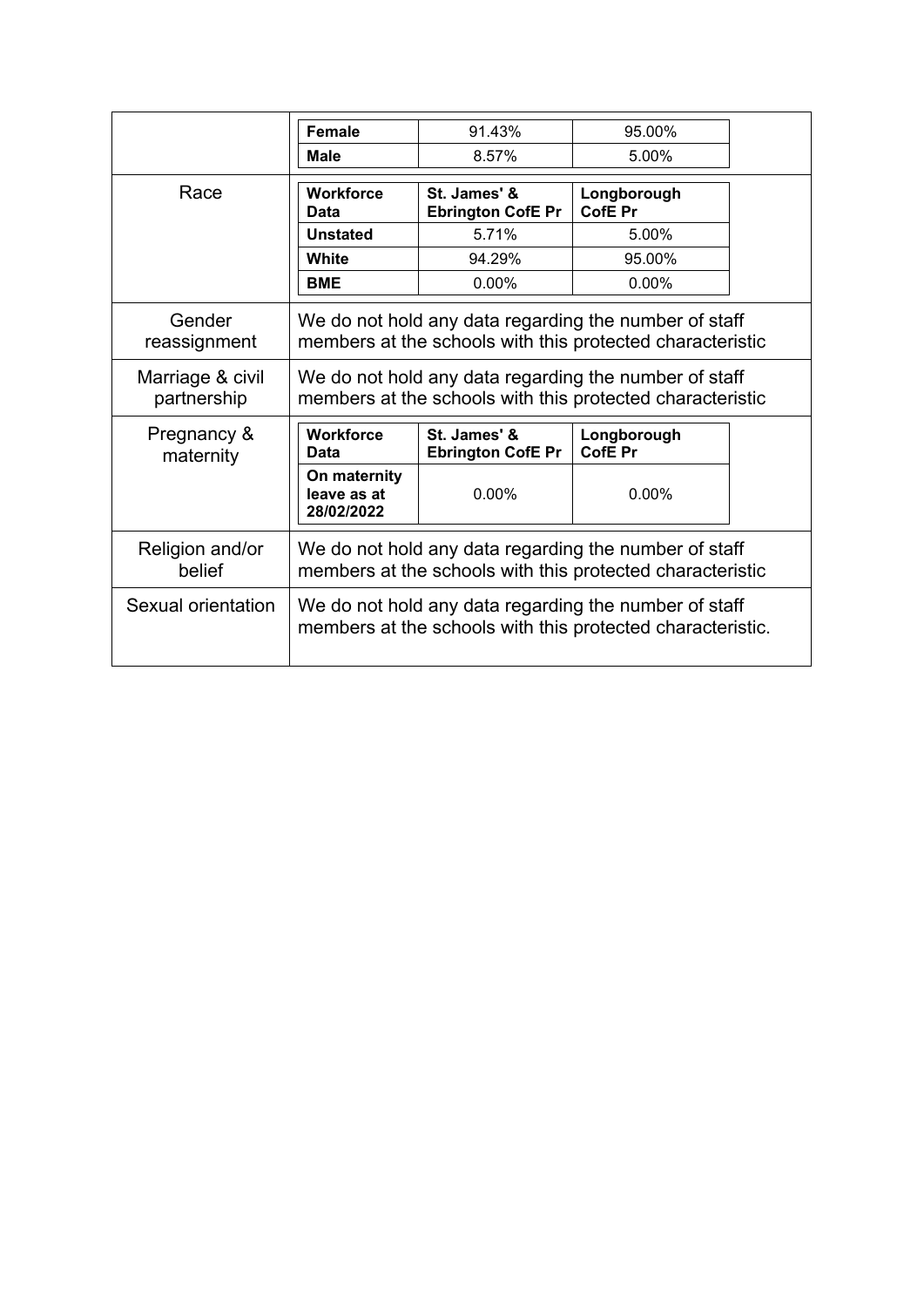| | | | |
|---|---|---|---|
| | **Female** | 91.43% | 95.00% |
| | **Male** | 8.57% | 5.00% |
| Race | **Workforce Data** | **St. James' & Ebrington CofE Pr** | **Longborough CofE Pr** |
| | **Unstated** | 5.71% | 5.00% |
| | **White** | 94.29% | 95.00% |
| | **BME** | 0.00% | 0.00% |
| Gender reassignment | We do not hold any data regarding the number of staff members at the schools with this protected characteristic | | |
| Marriage & civil partnership | We do not hold any data regarding the number of staff members at the schools with this protected characteristic | | |
| Pregnancy & maternity | **Workforce Data** | **St. James' & Ebrington CofE Pr** | **Longborough CofE Pr** |
| | **On maternity leave as at 28/02/2022** | 0.00% | 0.00% |
| Religion and/or belief | We do not hold any data regarding the number of staff members at the schools with this protected characteristic | | |
| Sexual orientation | We do not hold any data regarding the number of staff members at the schools with this protected characteristic. | | |